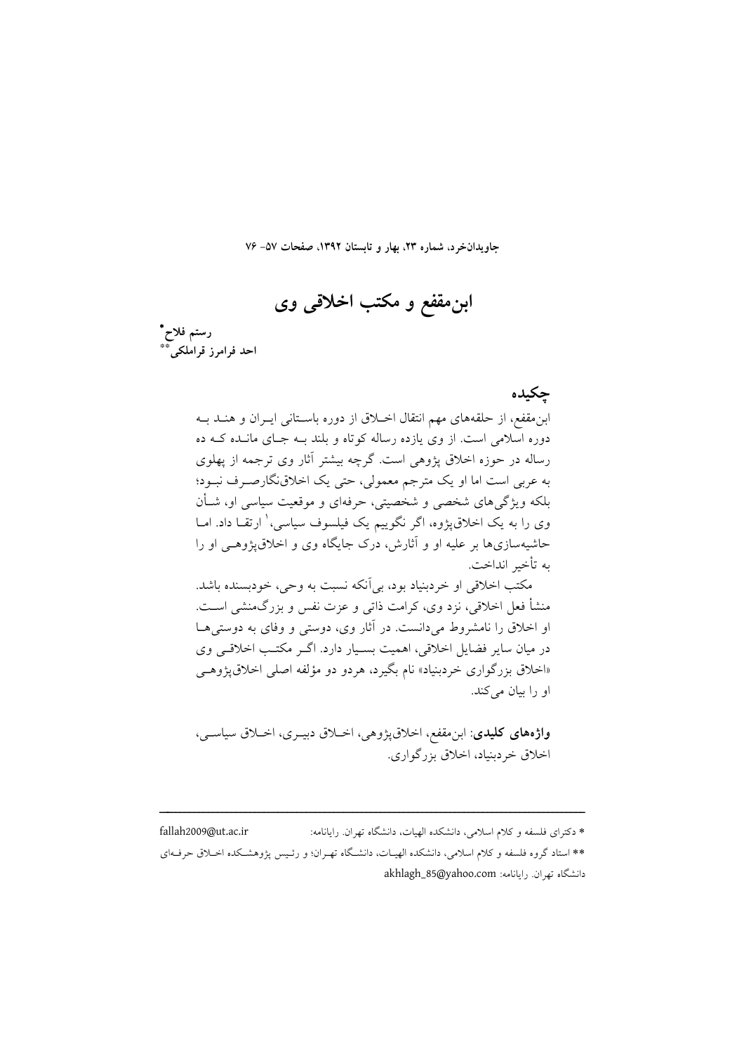# ابن‌مقفع و مکتب اخلاقی وی

**رستم فلاح***
**احد فرامرز قراملکی****

## چکیده

ابن‌مقفع، از حلقه‌های مهم انتقال اخلاق از دوره باستانی ایران و هند به دوره اسلامی است. از وی یازده رساله کوتاه و بلند به جای مانده که ده رساله در حوزه اخلاق پژوهی است. گرچه بیشتر آثار وی ترجمه از پهلوی به عربی است اما او یک مترجم معمولی، حتی یک اخلاق‌نگارصرف نبود؛ بلکه ویژگی‌های شخصی و شخصیتی، حرفه‌ای و موقعیت سیاسی او، شأن وی را به یک اخلاق‌پژوه، اگر نگوییم یک فیلسوف سیاسی،[1] ارتقا داد. اما حاشیه‌سازی‌ها بر علیه او و آثارش، درک جایگاه وی و اخلاق‌پژوهی او را به تأخیر انداخت.

مکتب اخلاقی او خردبنیاد بود، بی‌آنکه نسبت به وحی، خودبسنده باشد. منشأ فعل اخلاقی، نزد وی، کرامت ذاتی و عزت نفس و بزرگ‌منشی است. او اخلاق را نامشروط می‌دانست. در آثار وی، دوستی و وفای به دوستی‌ها در میان سایر فضایل اخلاقی، اهمیت بسیار دارد. اگر مکتب اخلاقی وی «اخلاق بزرگواری خردبنیاد» نام بگیرد، هردو دو مؤلفه اصلی اخلاق‌پژوهی او را بیان می‌کند.

**واژه‌های کلیدی**: ابن‌مقفع، اخلاق‌پژوهی، اخلاق دبیری، اخلاق سیاسی، اخلاق خردبنیاد، اخلاق بزرگواری.

---

* دکترای فلسفه و کلام اسلامی، دانشکده الهیات، دانشگاه تهران. رایانامه: fallah2009@ut.ac.ir

** استاد گروه فلسفه و کلام اسلامی، دانشکده الهیات، دانشگاه تهران؛ و رئیس پژوهشکده اخلاق حرفه‌ای دانشگاه تهران. رایانامه: akhlagh_85@yahoo.com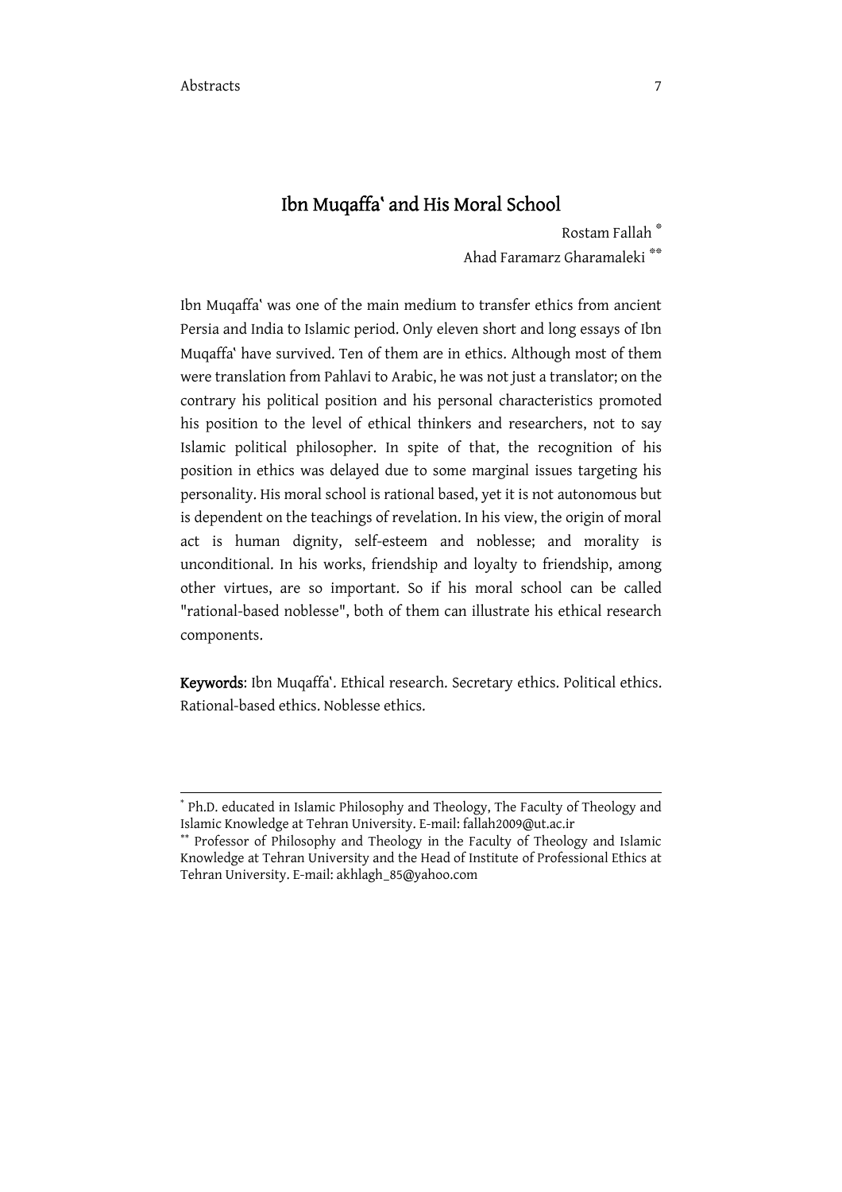# Ibn Muqaffa' and His Moral School

Rostam Fallah [*]

Ahad Faramarz Gharamaleki [**]

Ibn Muqaffa' was one of the main medium to transfer ethics from ancient Persia and India to Islamic period. Only eleven short and long essays of Ibn Muqaffa' have survived. Ten of them are in ethics. Although most of them were translation from Pahlavi to Arabic, he was not just a translator; on the contrary his political position and his personal characteristics promoted his position to the level of ethical thinkers and researchers, not to say Islamic political philosopher. In spite of that, the recognition of his position in ethics was delayed due to some marginal issues targeting his personality. His moral school is rational based, yet it is not autonomous but is dependent on the teachings of revelation. In his view, the origin of moral act is human dignity, self-esteem and noblesse; and morality is unconditional. In his works, friendship and loyalty to friendship, among other virtues, are so important. So if his moral school can be called "rational-based noblesse", both of them can illustrate his ethical research components.

**Keywords**: Ibn Muqaffa'. Ethical research. Secretary ethics. Political ethics. Rational-based ethics. Noblesse ethics.

---

[*] Ph.D. educated in Islamic Philosophy and Theology, The Faculty of Theology and Islamic Knowledge at Tehran University. E-mail: fallah2009@ut.ac.ir

[**] Professor of Philosophy and Theology in the Faculty of Theology and Islamic Knowledge at Tehran University and the Head of Institute of Professional Ethics at Tehran University. E-mail: akhlagh_85@yahoo.com